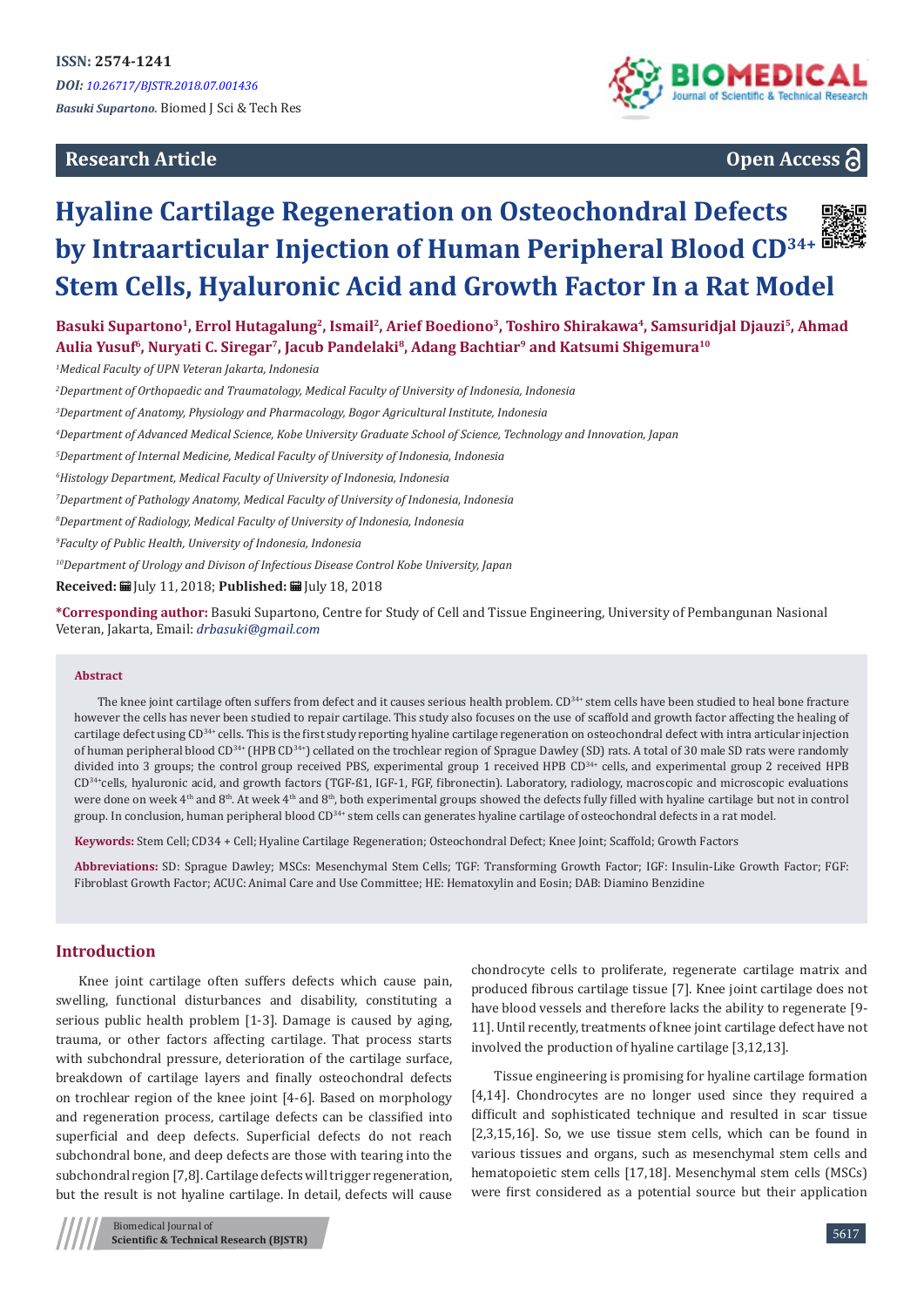ISSN: 2574-1241

*DOI: 10.26717/BJSTR.2018.07.001436*

*Basuki Supartono.* Biomed J Sci & Tech Res

**Research Article** **Open Access**

# Hyaline Cartilage Regeneration on Osteochondral Defects by Intraarticular Injection of Human Peripheral Blood $CD^{34+}$ Stem Cells, Hyaluronic Acid and Growth Factor In a Rat Model

**Basuki Supartono[1], Errol Hutagalung[2], Ismail[2], Arief Boediono[3], Toshiro Shirakawa[4], Samsuridjal Djauzi[5], Ahmad Aulia Yusuf[6], Nuryati C. Siregar[7], Jacub Pandelaki[8], Adang Bachtiar[9] and Katsumi Shigemura[10]**

*[1]Medical Faculty of UPN Veteran Jakarta, Indonesia*

*[2]Department of Orthopaedic and Traumatology, Medical Faculty of University of Indonesia, Indonesia*

*[3]Department of Anatomy, Physiology and Pharmacology, Bogor Agricultural Institute, Indonesia*

*[4]Department of Advanced Medical Science, Kobe University Graduate School of Science, Technology and Innovation, Japan*

*[5]Department of Internal Medicine, Medical Faculty of University of Indonesia, Indonesia*

*[6]Histology Department, Medical Faculty of University of Indonesia, Indonesia*

*[7]Department of Pathology Anatomy, Medical Faculty of University of Indonesia, Indonesia*

*[8]Department of Radiology, Medical Faculty of University of Indonesia, Indonesia*

*[9]Faculty of Public Health, University of Indonesia, Indonesia*

*[10]Department of Urology and Divison of Infectious Disease Control Kobe University, Japan*

**Received:** July 11, 2018; **Published:** July 18, 2018

**\*Corresponding author:** Basuki Supartono, Centre for Study of Cell and Tissue Engineering, University of Pembangunan Nasional Veteran, Jakarta, Email: *drbasuki@gmail.com*

### Abstract

The knee joint cartilage often suffers from defect and it causes serious health problem. $CD^{34+}$ stem cells have been studied to heal bone fracture however the cells has never been studied to repair cartilage. This study also focuses on the use of scaffold and growth factor affecting the healing of cartilage defect using $CD^{34+}$ cells. This is the first study reporting hyaline cartilage regeneration on osteochondral defect with intra articular injection of human peripheral blood $CD^{34+}$ (HPB $CD^{34+}$) cellated on the trochlear region of Sprague Dawley (SD) rats. A total of 30 male SD rats were randomly divided into 3 groups; the control group received PBS, experimental group 1 received HPB $CD^{34+}$ cells, and experimental group 2 received HPB $CD^{34+}$cells, hyaluronic acid, and growth factors (TGF-ß1, IGF-1, FGF, fibronectin). Laboratory, radiology, macroscopic and microscopic evaluations were done on week 4th and 8th. At week 4th and 8th, both experimental groups showed the defects fully filled with hyaline cartilage but not in control group. In conclusion, human peripheral blood $CD^{34+}$ stem cells can generates hyaline cartilage of osteochondral defects in a rat model.

**Keywords:** Stem Cell; CD34 + Cell; Hyaline Cartilage Regeneration; Osteochondral Defect; Knee Joint; Scaffold; Growth Factors

**Abbreviations:** SD: Sprague Dawley; MSCs: Mesenchymal Stem Cells; TGF: Transforming Growth Factor; IGF: Insulin-Like Growth Factor; FGF: Fibroblast Growth Factor; ACUC: Animal Care and Use Committee; HE: Hematoxylin and Eosin; DAB: Diamino Benzidine

## Introduction

Knee joint cartilage often suffers defects which cause pain, swelling, functional disturbances and disability, constituting a serious public health problem [1-3]. Damage is caused by aging, trauma, or other factors affecting cartilage. That process starts with subchondral pressure, deterioration of the cartilage surface, breakdown of cartilage layers and finally osteochondral defects on trochlear region of the knee joint [4-6]. Based on morphology and regeneration process, cartilage defects can be classified into superficial and deep defects. Superficial defects do not reach subchondral bone, and deep defects are those with tearing into the subchondral region [7,8]. Cartilage defects will trigger regeneration, but the result is not hyaline cartilage. In detail, defects will cause chondrocyte cells to proliferate, regenerate cartilage matrix and produced fibrous cartilage tissue [7]. Knee joint cartilage does not have blood vessels and therefore lacks the ability to regenerate [9-11]. Until recently, treatments of knee joint cartilage defect have not involved the production of hyaline cartilage [3,12,13].

Tissue engineering is promising for hyaline cartilage formation [4,14]. Chondrocytes are no longer used since they required a difficult and sophisticated technique and resulted in scar tissue [2,3,15,16]. So, we use tissue stem cells, which can be found in various tissues and organs, such as mesenchymal stem cells and hematopoietic stem cells [17,18]. Mesenchymal stem cells (MSCs) were first considered as a potential source but their application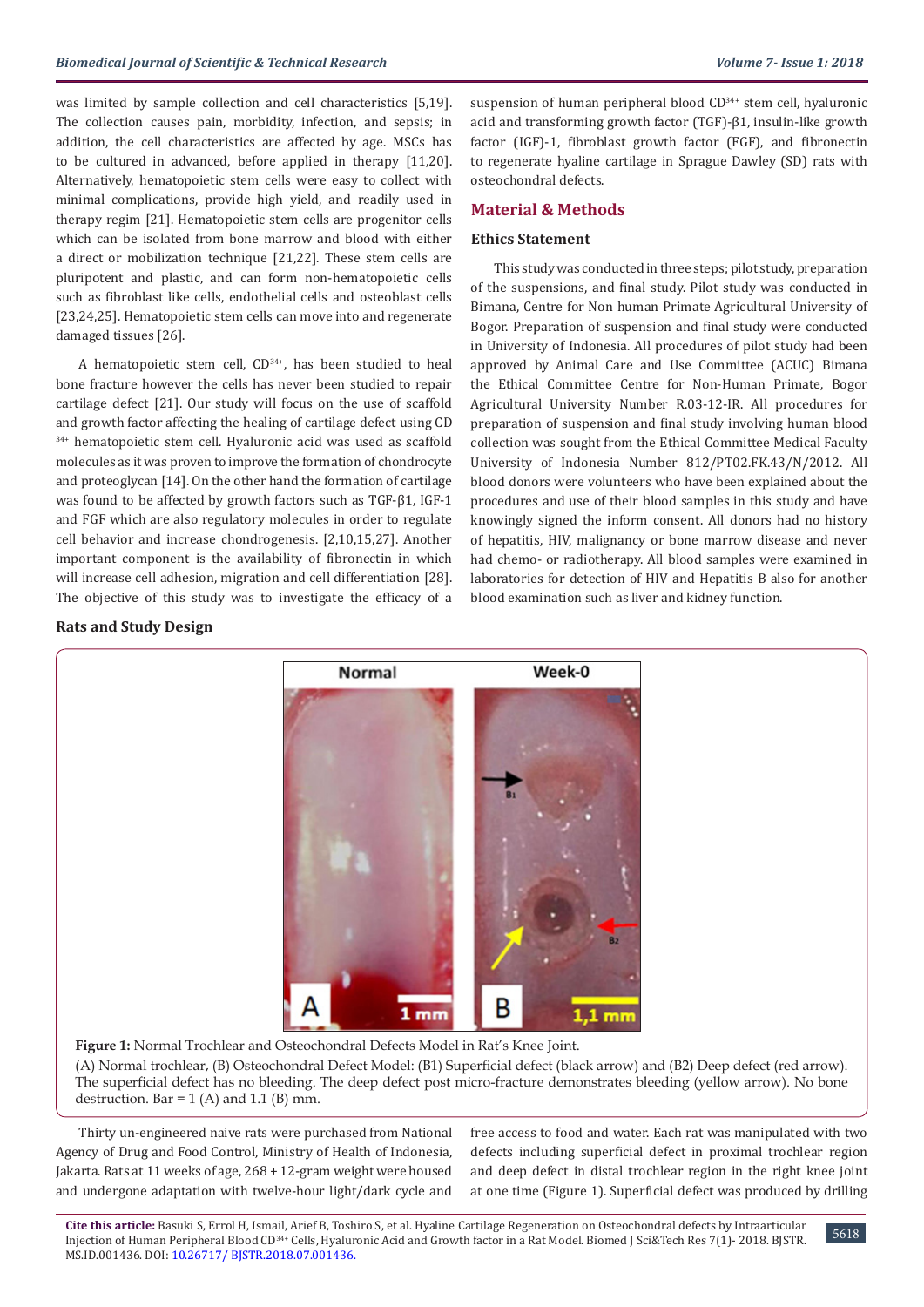was limited by sample collection and cell characteristics [5,19]. The collection causes pain, morbidity, infection, and sepsis; in addition, the cell characteristics are affected by age. MSCs has to be cultured in advanced, before applied in therapy [11,20]. Alternatively, hematopoietic stem cells were easy to collect with minimal complications, provide high yield, and readily used in therapy regim [21]. Hematopoietic stem cells are progenitor cells which can be isolated from bone marrow and blood with either a direct or mobilization technique [21,22]. These stem cells are pluripotent and plastic, and can form non-hematopoietic cells such as fibroblast like cells, endothelial cells and osteoblast cells [23,24,25]. Hematopoietic stem cells can move into and regenerate damaged tissues [26].

A hematopoietic stem cell, $CD^{34+}$, has been studied to heal bone fracture however the cells has never been studied to repair cartilage defect [21]. Our study will focus on the use of scaffold and growth factor affecting the healing of cartilage defect using $CD^{34+}$ hematopoietic stem cell. Hyaluronic acid was used as scaffold molecules as it was proven to improve the formation of chondrocyte and proteoglycan [14]. On the other hand the formation of cartilage was found to be affected by growth factors such as TGF-β1, IGF-1 and FGF which are also regulatory molecules in order to regulate cell behavior and increase chondrogenesis. [2,10,15,27]. Another important component is the availability of fibronectin in which will increase cell adhesion, migration and cell differentiation [28]. The objective of this study was to investigate the efficacy of a suspension of human peripheral blood $CD^{34+}$ stem cell, hyaluronic acid and transforming growth factor (TGF)-β1, insulin-like growth factor (IGF)-1, fibroblast growth factor (FGF), and fibronectin to regenerate hyaline cartilage in Sprague Dawley (SD) rats with osteochondral defects.

## Material & Methods

### Ethics Statement

This study was conducted in three steps; pilot study, preparation of the suspensions, and final study. Pilot study was conducted in Bimana, Centre for Non human Primate Agricultural University of Bogor. Preparation of suspension and final study were conducted in University of Indonesia. All procedures of pilot study had been approved by Animal Care and Use Committee (ACUC) Bimana the Ethical Committee Centre for Non-Human Primate, Bogor Agricultural University Number R.03-12-IR. All procedures for preparation of suspension and final study involving human blood collection was sought from the Ethical Committee Medical Faculty University of Indonesia Number 812/PT02.FK.43/N/2012. All blood donors were volunteers who have been explained about the procedures and use of their blood samples in this study and have knowingly signed the inform consent. All donors had no history of hepatitis, HIV, malignancy or bone marrow disease and never had chemo- or radiotherapy. All blood samples were examined in laboratories for detection of HIV and Hepatitis B also for another blood examination such as liver and kidney function.

### Rats and Study Design

**Figure 1:** Normal Trochlear and Osteochondral Defects Model in Rat's Knee Joint.
(A) Normal trochlear, (B) Osteochondral Defect Model: (B1) Superficial defect (black arrow) and (B2) Deep defect (red arrow). The superficial defect has no bleeding. The deep defect post micro-fracture demonstrates bleeding (yellow arrow). No bone destruction. Bar = 1 (A) and 1.1 (B) mm.

Thirty un-engineered naive rats were purchased from National Agency of Drug and Food Control, Ministry of Health of Indonesia, Jakarta. Rats at 11 weeks of age, 268 + 12-gram weight were housed and undergone adaptation with twelve-hour light/dark cycle and free access to food and water. Each rat was manipulated with two defects including superficial defect in proximal trochlear region and deep defect in distal trochlear region in the right knee joint at one time (Figure 1). Superficial defect was produced by drilling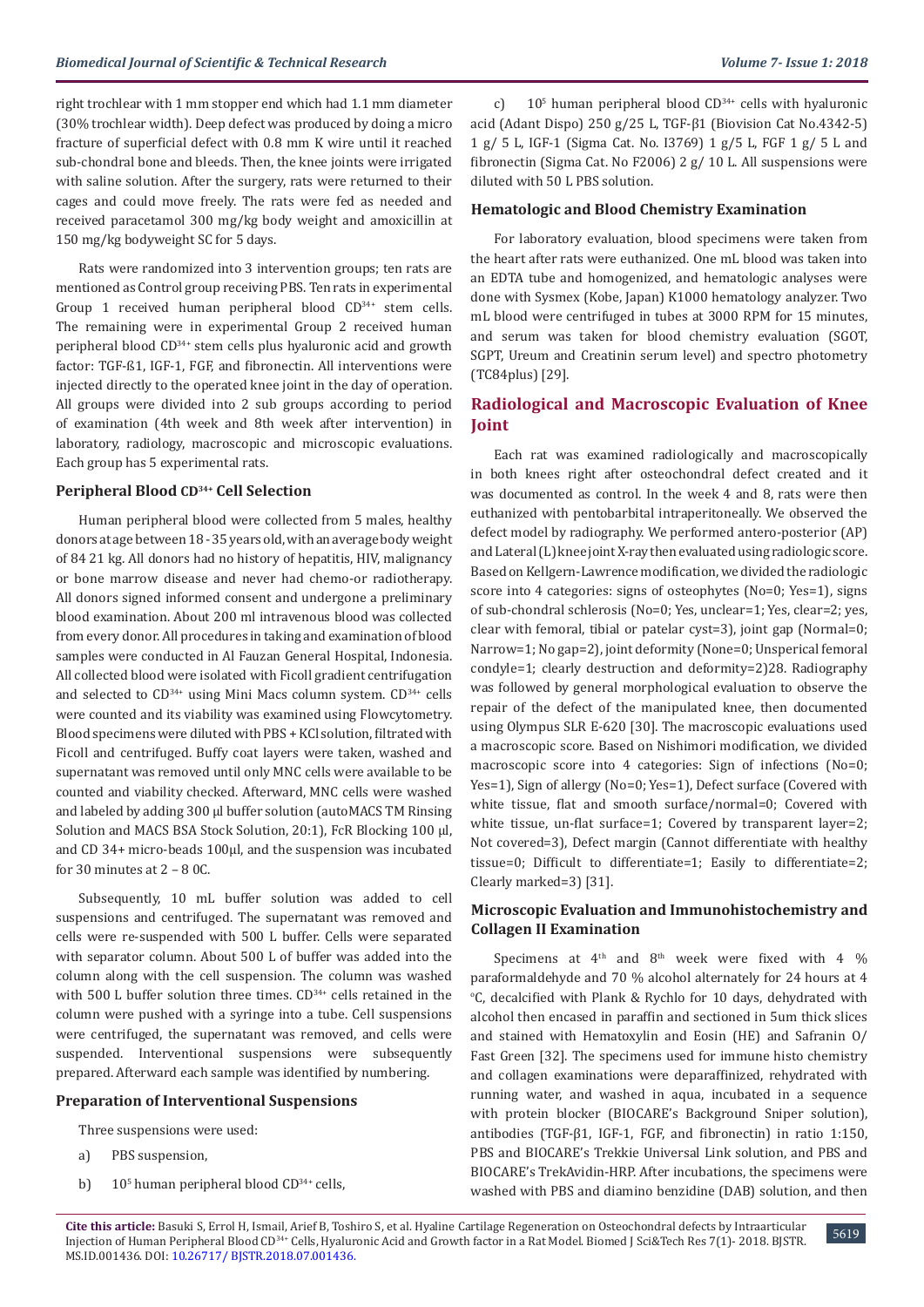right trochlear with 1 mm stopper end which had 1.1 mm diameter (30% trochlear width). Deep defect was produced by doing a micro fracture of superficial defect with 0.8 mm K wire until it reached sub-chondral bone and bleeds. Then, the knee joints were irrigated with saline solution. After the surgery, rats were returned to their cages and could move freely. The rats were fed as needed and received paracetamol 300 mg/kg body weight and amoxicillin at 150 mg/kg bodyweight SC for 5 days.

Rats were randomized into 3 intervention groups; ten rats are mentioned as Control group receiving PBS. Ten rats in experimental Group 1 received human peripheral blood $CD^{34+}$ stem cells. The remaining were in experimental Group 2 received human peripheral blood $CD^{34+}$ stem cells plus hyaluronic acid and growth factor: TGF-ß1, IGF-1, FGF, and fibronectin. All interventions were injected directly to the operated knee joint in the day of operation. All groups were divided into 2 sub groups according to period of examination (4th week and 8th week after intervention) in laboratory, radiology, macroscopic and microscopic evaluations. Each group has 5 experimental rats.

### Peripheral Blood $CD^{34+}$ Cell Selection

Human peripheral blood were collected from 5 males, healthy donors at age between 18 - 35 years old, with an average body weight of 84 21 kg. All donors had no history of hepatitis, HIV, malignancy or bone marrow disease and never had chemo-or radiotherapy. All donors signed informed consent and undergone a preliminary blood examination. About 200 ml intravenous blood was collected from every donor. All procedures in taking and examination of blood samples were conducted in Al Fauzan General Hospital, Indonesia. All collected blood were isolated with Ficoll gradient centrifugation and selected to $CD^{34+}$ using Mini Macs column system. $CD^{34+}$ cells were counted and its viability was examined using Flowcytometry. Blood specimens were diluted with PBS + KCl solution, filtrated with Ficoll and centrifuged. Buffy coat layers were taken, washed and supernatant was removed until only MNC cells were available to be counted and viability checked. Afterward, MNC cells were washed and labeled by adding 300 µl buffer solution (autoMACS TM Rinsing Solution and MACS BSA Stock Solution, 20:1), FcR Blocking 100 µl, and CD 34+ micro-beads 100µl, and the suspension was incubated for 30 minutes at 2 – 8 0C.

Subsequently, 10 mL buffer solution was added to cell suspensions and centrifuged. The supernatant was removed and cells were re-suspended with 500 L buffer. Cells were separated with separator column. About 500 L of buffer was added into the column along with the cell suspension. The column was washed with 500 L buffer solution three times. $CD^{34+}$ cells retained in the column were pushed with a syringe into a tube. Cell suspensions were centrifuged, the supernatant was removed, and cells were suspended. Interventional suspensions were subsequently prepared. Afterward each sample was identified by numbering.

### Preparation of Interventional Suspensions

Three suspensions were used:

a) PBS suspension,

b) $10^5$ human peripheral blood $CD^{34+}$ cells,

c) $10^5$ human peripheral blood $CD^{34+}$ cells with hyaluronic acid (Adant Dispo) 250 g/25 L, TGF-β1 (Biovision Cat No.4342-5) 1 g/ 5 L, IGF-1 (Sigma Cat. No. I3769) 1 g/5 L, FGF 1 g/ 5 L and fibronectin (Sigma Cat. No F2006) 2 g/ 10 L. All suspensions were diluted with 50 L PBS solution.

### Hematologic and Blood Chemistry Examination

For laboratory evaluation, blood specimens were taken from the heart after rats were euthanized. One mL blood was taken into an EDTA tube and homogenized, and hematologic analyses were done with Sysmex (Kobe, Japan) K1000 hematology analyzer. Two mL blood were centrifuged in tubes at 3000 RPM for 15 minutes, and serum was taken for blood chemistry evaluation (SGOT, SGPT, Ureum and Creatinin serum level) and spectro photometry (TC84plus) [29].

## Radiological and Macroscopic Evaluation of Knee Joint

Each rat was examined radiologically and macroscopically in both knees right after osteochondral defect created and it was documented as control. In the week 4 and 8, rats were then euthanized with pentobarbital intraperitoneally. We observed the defect model by radiography. We performed antero-posterior (AP) and Lateral (L) knee joint X-ray then evaluated using radiologic score. Based on Kellgern-Lawrence modification, we divided the radiologic score into 4 categories: signs of osteophytes (No=0; Yes=1), signs of sub-chondral sclerosis (No=0; Yes, unclear=1; Yes, clear=2; yes, clear with femoral, tibial or patelar cyst=3), joint gap (Normal=0; Narrow=1; No gap=2), joint deformity (None=0; Unsperical femoral condyle=1; clearly destruction and deformity=2)28. Radiography was followed by general morphological evaluation to observe the repair of the defect of the manipulated knee, then documented using Olympus SLR E-620 [30]. The macroscopic evaluations used a macroscopic score. Based on Nishimori modification, we divided macroscopic score into 4 categories: Sign of infections (No=0; Yes=1), Sign of allergy (No=0; Yes=1), Defect surface (Covered with white tissue, flat and smooth surface/normal=0; Covered with white tissue, un-flat surface=1; Covered by transparent layer=2; Not covered=3), Defect margin (Cannot differentiate with healthy tissue=0; Difficult to differentiate=1; Easily to differentiate=2; Clearly marked=3) [31].

### Microscopic Evaluation and Immunohistochemistry and Collagen II Examination

Specimens at 4th and 8th week were fixed with 4 % paraformaldehyde and 70 % alcohol alternately for 24 hours at 4 °C, decalcified with Plank & Rychlo for 10 days, dehydrated with alcohol then encased in paraffin and sectioned in 5um thick slices and stained with Hematoxylin and Eosin (HE) and Safranin O/ Fast Green [32]. The specimens used for immune histo chemistry and collagen examinations were deparaffinized, rehydrated with running water, and washed in aqua, incubated in a sequence with protein blocker (BIOCARE's Background Sniper solution), antibodies (TGF-β1, IGF-1, FGF, and fibronectin) in ratio 1:150, PBS and BIOCARE's Trekkie Universal Link solution, and PBS and BIOCARE's TrekAvidin-HRP. After incubations, the specimens were washed with PBS and diamino benzidine (DAB) solution, and then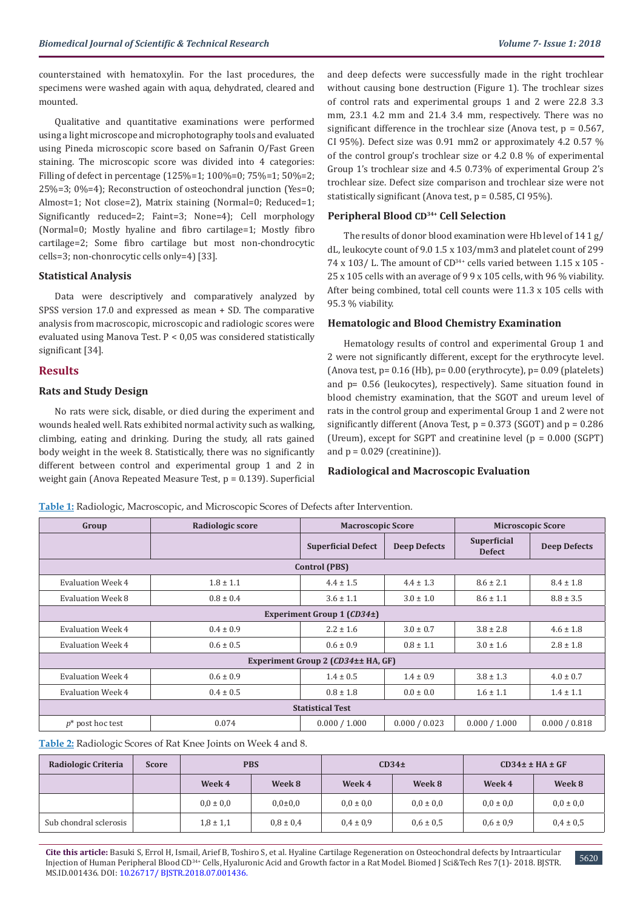counterstained with hematoxylin. For the last procedures, the specimens were washed again with aqua, dehydrated, cleared and mounted.

Qualitative and quantitative examinations were performed using a light microscope and microphotography tools and evaluated using Pineda microscopic score based on Safranin O/Fast Green staining. The microscopic score was divided into 4 categories: Filling of defect in percentage (125%=1; 100%=0; 75%=1; 50%=2; 25%=3; 0%=4); Reconstruction of osteochondral junction (Yes=0; Almost=1; Not close=2), Matrix staining (Normal=0; Reduced=1; Significantly reduced=2; Faint=3; None=4); Cell morphology (Normal=0; Mostly hyaline and fibro cartilage=1; Mostly fibro cartilage=2; Some fibro cartilage but most non-chondrocytic cells=3; non-chonrocytic cells only=4) [33].

### Statistical Analysis

Data were descriptively and comparatively analyzed by SPSS version 17.0 and expressed as mean + SD. The comparative analysis from macroscopic, microscopic and radiologic scores were evaluated using Manova Test. P < 0,05 was considered statistically significant [34].

## Results

### Rats and Study Design

No rats were sick, disable, or died during the experiment and wounds healed well. Rats exhibited normal activity such as walking, climbing, eating and drinking. During the study, all rats gained body weight in the week 8. Statistically, there was no significantly different between control and experimental group 1 and 2 in weight gain (Anova Repeated Measure Test, p = 0.139). Superficial and deep defects were successfully made in the right trochlear without causing bone destruction (Figure 1). The trochlear sizes of control rats and experimental groups 1 and 2 were 22.8 3.3 mm, 23.1 4.2 mm and 21.4 3.4 mm, respectively. There was no significant difference in the trochlear size (Anova test, p = 0.567, CI 95%). Defect size was 0.91 mm2 or approximately 4.2 0.57 % of the control group's trochlear size or 4.2 0.8 % of experimental Group 1's trochlear size and 4.5 0.73% of experimental Group 2's trochlear size. Defect size comparison and trochlear size were not statistically significant (Anova test, p = 0.585, CI 95%).

### Peripheral Blood $CD^{34+}$ Cell Selection

The results of donor blood examination were Hb level of 14 1 g/dL, leukocyte count of 9.0 1.5 x 103/mm3 and platelet count of 299 74 x 103/ L. The amount of $CD^{34+}$ cells varied between 1.15 x 105 - 25 x 105 cells with an average of 9 9 x 105 cells, with 96 % viability. After being combined, total cell counts were 11.3 x 105 cells with 95.3 % viability.

### Hematologic and Blood Chemistry Examination

Hematology results of control and experimental Group 1 and 2 were not significantly different, except for the erythrocyte level. (Anova test, p= 0.16 (Hb), p= 0.00 (erythrocyte), p= 0.09 (platelets) and p= 0.56 (leukocytes), respectively). Same situation found in blood chemistry examination, that the SGOT and ureum level of rats in the control group and experimental Group 1 and 2 were not significantly different (Anova Test, p = 0.373 (SGOT) and p = 0.286 (Ureum), except for SGPT and creatinine level (p = 0.000 (SGPT) and p = 0.029 (creatinine)).

### Radiological and Macroscopic Evaluation

**Table 1:** Radiologic, Macroscopic, and Microscopic Scores of Defects after Intervention.

| Group | Radiologic score | Macroscopic Score | | Microscopic Score | |
|---|---|---|---|---|---|
| | | Superficial Defect | Deep Defects | Superficial Defect | Deep Defects |
| **Control (PBS)** | | | | | |
| Evaluation Week 4 | 1.8 ± 1.1 | 4.4 ± 1.5 | 4.4 ± 1.3 | 8.6 ± 2.1 | 8.4 ± 1.8 |
| Evaluation Week 8 | 0.8 ± 0.4 | 3.6 ± 1.1 | 3.0 ± 1.0 | 8.6 ± 1.1 | 8.8 ± 3.5 |
| **Experiment Group 1 (*CD34±*)** | | | | | |
| Evaluation Week 4 | 0.4 ± 0.9 | 2.2 ± 1.6 | 3.0 ± 0.7 | 3.8 ± 2.8 | 4.6 ± 1.8 |
| Evaluation Week 4 | 0.6 ± 0.5 | 0.6 ± 0.9 | 0.8 ± 1.1 | 3.0 ± 1.6 | 2.8 ± 1.8 |
| **Experiment Group 2 (*CD34±±* HA, GF)** | | | | | |
| Evaluation Week 4 | 0.6 ± 0.9 | 1.4 ± 0.5 | 1.4 ± 0.9 | 3.8 ± 1.3 | 4.0 ± 0.7 |
| Evaluation Week 4 | 0.4 ± 0.5 | 0.8 ± 1.8 | 0.0 ± 0.0 | 1.6 ± 1.1 | 1.4 ± 1.1 |
| **Statistical Test** | | | | | |
| *p*\* post hoc test | 0.074 | 0.000 / 1.000 | 0.000 / 0.023 | 0.000 / 1.000 | 0.000 / 0.818 |

**Table 2:** Radiologic Scores of Rat Knee Joints on Week 4 and 8.

| Radiologic Criteria | Score | PBS | | CD34± | | CD34± ± HA ± GF | |
|---|---|---|---|---|---|---|---|
| | | Week 4 | Week 8 | Week 4 | Week 8 | Week 4 | Week 8 |
| | | 0,0 ± 0,0 | 0,0±0,0 | 0,0 ± 0,0 | 0,0 ± 0,0 | 0,0 ± 0,0 | 0,0 ± 0,0 |
| Sub chondral sclerosis | | 1,8 ± 1,1 | 0,8 ± 0,4 | 0,4 ± 0,9 | 0,6 ± 0,5 | 0,6 ± 0,9 | 0,4 ± 0,5 |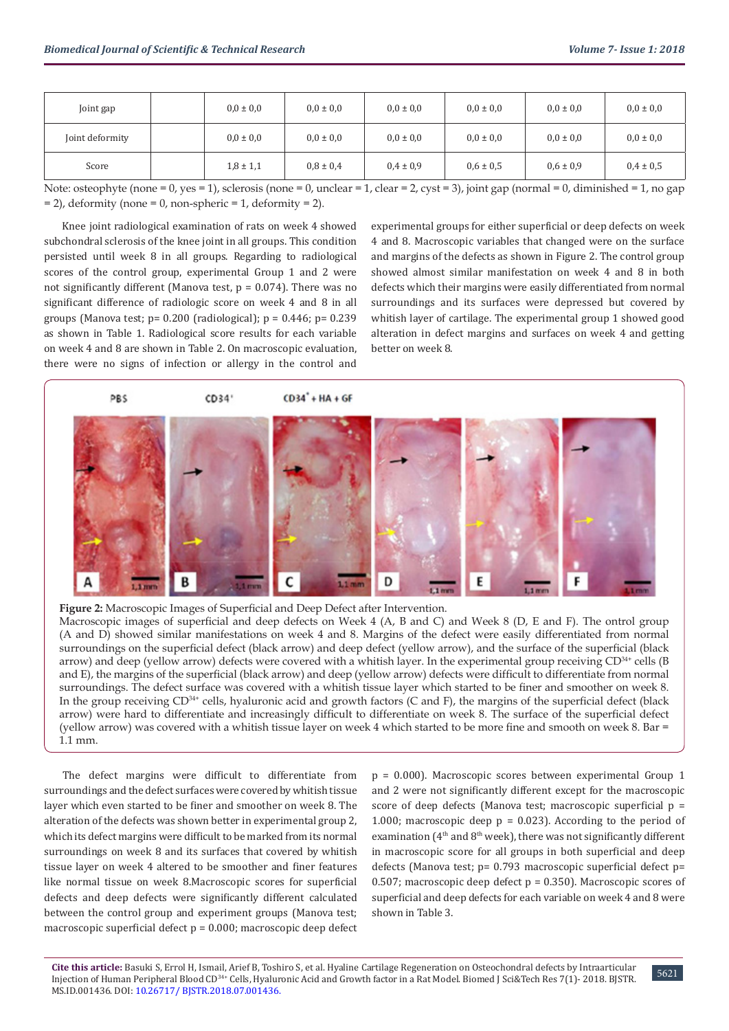| Joint gap | | 0,0 ± 0,0 | 0,0 ± 0,0 | 0,0 ± 0,0 | 0,0 ± 0,0 | 0,0 ± 0,0 | 0,0 ± 0,0 |
|---|---|---|---|---|---|---|---|
| Joint deformity | | 0,0 ± 0,0 | 0,0 ± 0,0 | 0,0 ± 0,0 | 0,0 ± 0,0 | 0,0 ± 0,0 | 0,0 ± 0,0 |
| Score | | 1,8 ± 1,1 | 0,8 ± 0,4 | 0,4 ± 0,9 | 0,6 ± 0,5 | 0,6 ± 0,9 | 0,4 ± 0,5 |

Note: osteophyte (none = 0, yes = 1), sclerosis (none = 0, unclear = 1, clear = 2, cyst = 3), joint gap (normal = 0, diminished = 1, no gap = 2), deformity (none = 0, non-spheric = 1, deformity = 2).

Knee joint radiological examination of rats on week 4 showed subchondral sclerosis of the knee joint in all groups. This condition persisted until week 8 in all groups. Regarding to radiological scores of the control group, experimental Group 1 and 2 were not significantly different (Manova test, p = 0.074). There was no significant difference of radiologic score on week 4 and 8 in all groups (Manova test; p= 0.200 (radiological); p = 0.446; p= 0.239 as shown in Table 1. Radiological score results for each variable on week 4 and 8 are shown in Table 2. On macroscopic evaluation, there were no signs of infection or allergy in the control and experimental groups for either superficial or deep defects on week 4 and 8. Macroscopic variables that changed were on the surface and margins of the defects as shown in Figure 2. The control group showed almost similar manifestation on week 4 and 8 in both defects which their margins were easily differentiated from normal surroundings and its surfaces were depressed but covered by whitish layer of cartilage. The experimental group 1 showed good alteration in defect margins and surfaces on week 4 and getting better on week 8.

**Figure 2:** Macroscopic Images of Superficial and Deep Defect after Intervention.
Macroscopic images of superficial and deep defects on Week 4 (A, B and C) and Week 8 (D, E and F). The ontrol group (A and D) showed similar manifestations on week 4 and 8. Margins of the defect were easily differentiated from normal surroundings on the superficial defect (black arrow) and deep defect (yellow arrow), and the surface of the superficial (black arrow) and deep (yellow arrow) defects were covered with a whitish layer. In the experimental group receiving $CD^{34+}$ cells (B and E), the margins of the superficial (black arrow) and deep (yellow arrow) defects were difficult to differentiate from normal surroundings. The defect surface was covered with a whitish tissue layer which started to be finer and smoother on week 8. In the group receiving $CD^{34+}$ cells, hyaluronic acid and growth factors (C and F), the margins of the superficial defect (black arrow) were hard to differentiate and increasingly difficult to differentiate on week 8. The surface of the superficial defect (yellow arrow) was covered with a whitish tissue layer on week 4 which started to be more fine and smooth on week 8. Bar = 1.1 mm.

The defect margins were difficult to differentiate from surroundings and the defect surfaces were covered by whitish tissue layer which even started to be finer and smoother on week 8. The alteration of the defects was shown better in experimental group 2, which its defect margins were difficult to be marked from its normal surroundings on week 8 and its surfaces that covered by whitish tissue layer on week 4 altered to be smoother and finer features like normal tissue on week 8.Macroscopic scores for superficial defects and deep defects were significantly different calculated between the control group and experiment groups (Manova test; macroscopic superficial defect p = 0.000; macroscopic deep defect p = 0.000). Macroscopic scores between experimental Group 1 and 2 were not significantly different except for the macroscopic score of deep defects (Manova test; macroscopic superficial p = 1.000; macroscopic deep p = 0.023). According to the period of examination (4th and 8th week), there was not significantly different in macroscopic score for all groups in both superficial and deep defects (Manova test; p= 0.793 macroscopic superficial defect p= 0.507; macroscopic deep defect p = 0.350). Macroscopic scores of superficial and deep defects for each variable on week 4 and 8 were shown in Table 3.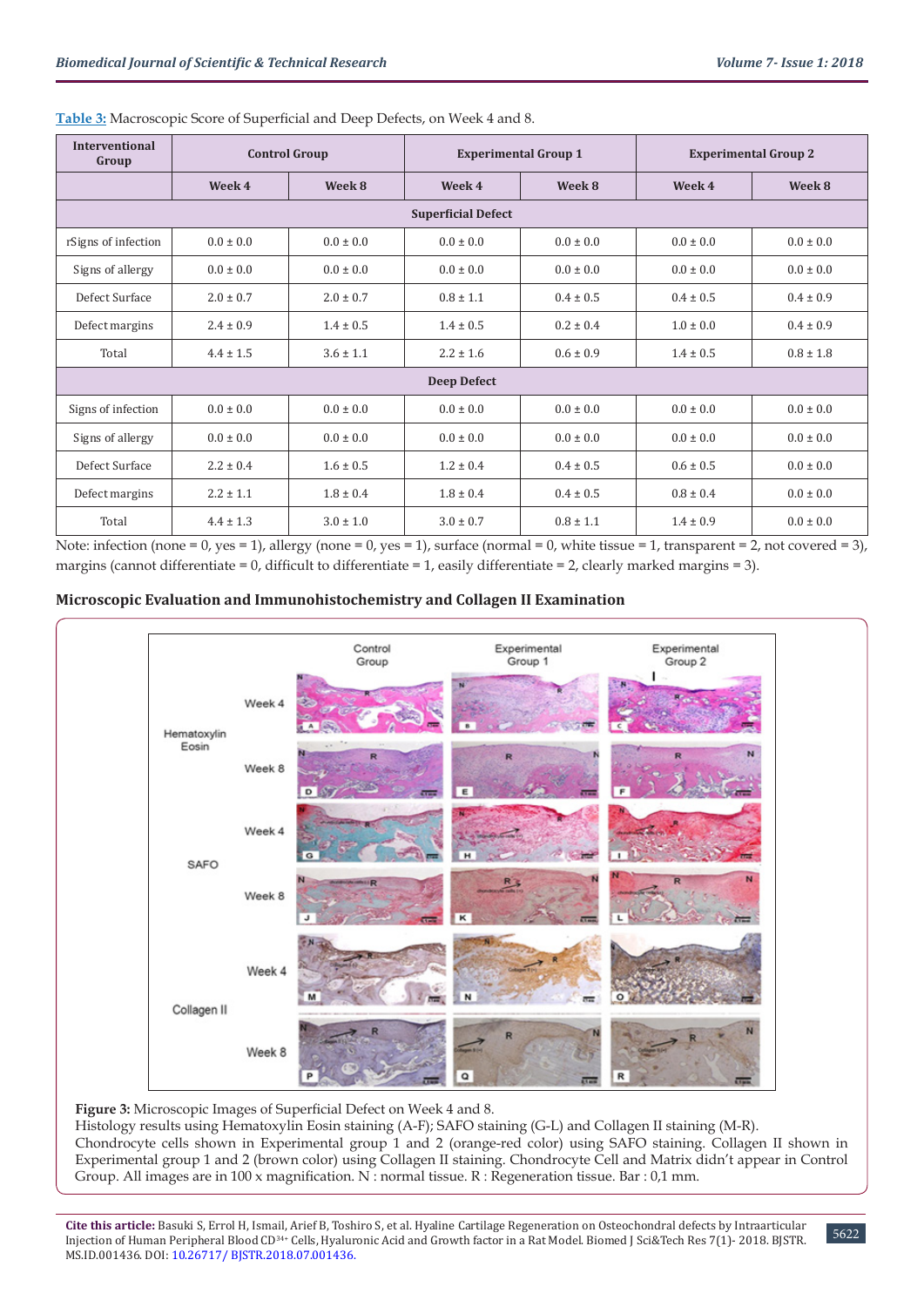**Table 3:** Macroscopic Score of Superficial and Deep Defects, on Week 4 and 8.

| Interventional Group | Control Group | | Experimental Group 1 | | Experimental Group 2 | |
|---|---|---|---|---|---|---|
| | Week 4 | Week 8 | Week 4 | Week 8 | Week 4 | Week 8 |
| **Superficial Defect** | | | | | | |
| rSigns of infection | 0.0 ± 0.0 | 0.0 ± 0.0 | 0.0 ± 0.0 | 0.0 ± 0.0 | 0.0 ± 0.0 | 0.0 ± 0.0 |
| Signs of allergy | 0.0 ± 0.0 | 0.0 ± 0.0 | 0.0 ± 0.0 | 0.0 ± 0.0 | 0.0 ± 0.0 | 0.0 ± 0.0 |
| Defect Surface | 2.0 ± 0.7 | 2.0 ± 0.7 | 0.8 ± 1.1 | 0.4 ± 0.5 | 0.4 ± 0.5 | 0.4 ± 0.9 |
| Defect margins | 2.4 ± 0.9 | 1.4 ± 0.5 | 1.4 ± 0.5 | 0.2 ± 0.4 | 1.0 ± 0.0 | 0.4 ± 0.9 |
| Total | 4.4 ± 1.5 | 3.6 ± 1.1 | 2.2 ± 1.6 | 0.6 ± 0.9 | 1.4 ± 0.5 | 0.8 ± 1.8 |
| **Deep Defect** | | | | | | |
| Signs of infection | 0.0 ± 0.0 | 0.0 ± 0.0 | 0.0 ± 0.0 | 0.0 ± 0.0 | 0.0 ± 0.0 | 0.0 ± 0.0 |
| Signs of allergy | 0.0 ± 0.0 | 0.0 ± 0.0 | 0.0 ± 0.0 | 0.0 ± 0.0 | 0.0 ± 0.0 | 0.0 ± 0.0 |
| Defect Surface | 2.2 ± 0.4 | 1.6 ± 0.5 | 1.2 ± 0.4 | 0.4 ± 0.5 | 0.6 ± 0.5 | 0.0 ± 0.0 |
| Defect margins | 2.2 ± 1.1 | 1.8 ± 0.4 | 1.8 ± 0.4 | 0.4 ± 0.5 | 0.8 ± 0.4 | 0.0 ± 0.0 |
| Total | 4.4 ± 1.3 | 3.0 ± 1.0 | 3.0 ± 0.7 | 0.8 ± 1.1 | 1.4 ± 0.9 | 0.0 ± 0.0 |

Note: infection (none = 0, yes = 1), allergy (none = 0, yes = 1), surface (normal = 0, white tissue = 1, transparent = 2, not covered = 3), margins (cannot differentiate = 0, difficult to differentiate = 1, easily differentiate = 2, clearly marked margins = 3).

## Microscopic Evaluation and Immunohistochemistry and Collagen II Examination

**Figure 3:** Microscopic Images of Superficial Defect on Week 4 and 8.
Histology results using Hematoxylin Eosin staining (A-F); SAFO staining (G-L) and Collagen II staining (M-R).
Chondrocyte cells shown in Experimental group 1 and 2 (orange-red color) using SAFO staining. Collagen II shown in Experimental group 1 and 2 (brown color) using Collagen II staining. Chondrocyte Cell and Matrix didn't appear in Control Group. All images are in 100 x magnification. N : normal tissue. R : Regeneration tissue. Bar : 0,1 mm.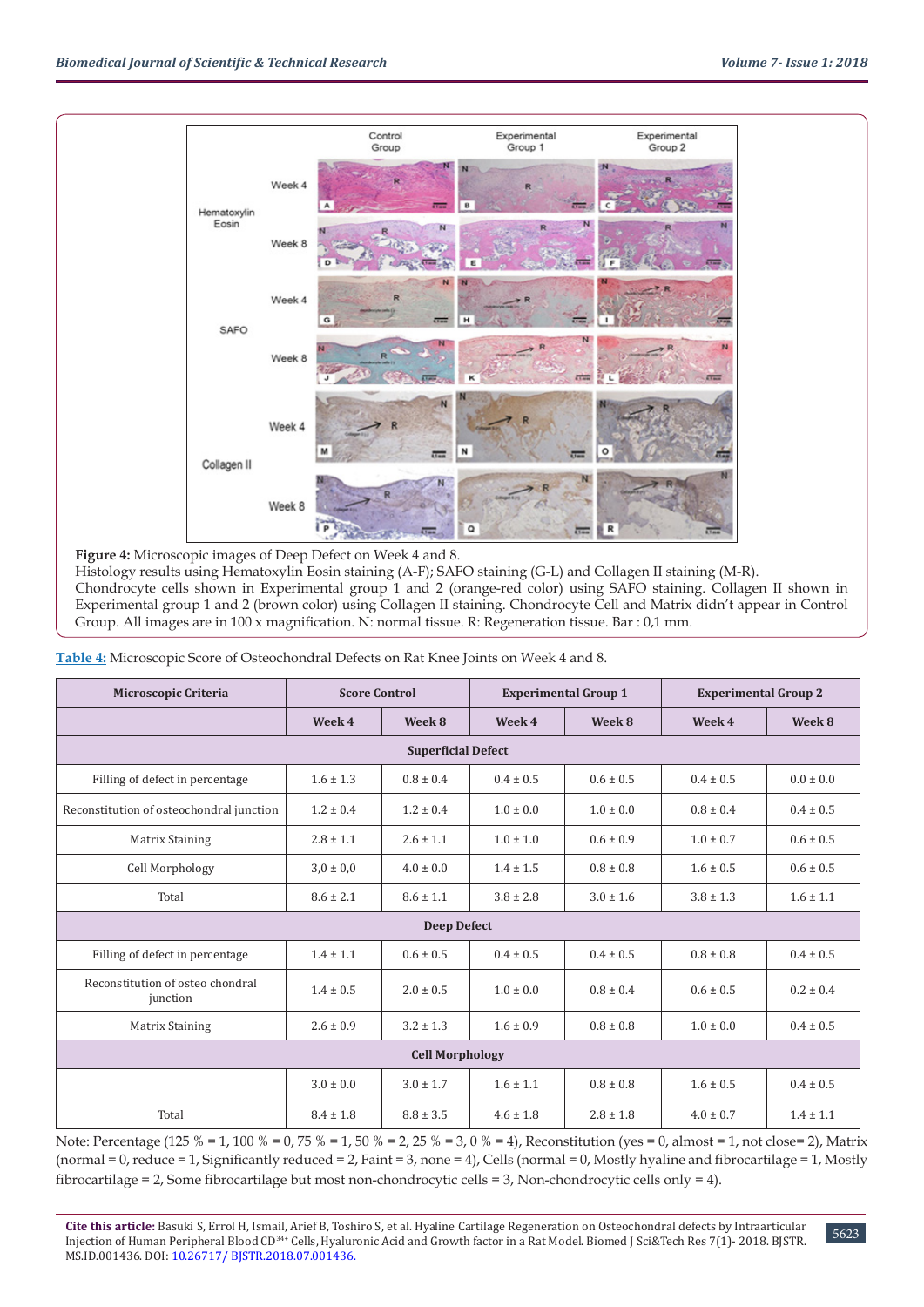**Figure 4:** Microscopic images of Deep Defect on Week 4 and 8.
Histology results using Hematoxylin Eosin staining (A-F); SAFO staining (G-L) and Collagen II staining (M-R). Chondrocyte cells shown in Experimental group 1 and 2 (orange-red color) using SAFO staining. Collagen II shown in Experimental group 1 and 2 (brown color) using Collagen II staining. Chondrocyte Cell and Matrix didn't appear in Control Group. All images are in 100 x magnification. N: normal tissue. R: Regeneration tissue. Bar : 0,1 mm.

**Table 4:** Microscopic Score of Osteochondral Defects on Rat Knee Joints on Week 4 and 8.

| Microscopic Criteria | Score Control | | Experimental Group 1 | | Experimental Group 2 | |
|---|---|---|---|---|---|---|
| | Week 4 | Week 8 | Week 4 | Week 8 | Week 4 | Week 8 |
| **Superficial Defect** | | | | | | |
| Filling of defect in percentage | 1.6 ± 1.3 | 0.8 ± 0.4 | 0.4 ± 0.5 | 0.6 ± 0.5 | 0.4 ± 0.5 | 0.0 ± 0.0 |
| Reconstitution of osteochondral junction | 1.2 ± 0.4 | 1.2 ± 0.4 | 1.0 ± 0.0 | 1.0 ± 0.0 | 0.8 ± 0.4 | 0.4 ± 0.5 |
| Matrix Staining | 2.8 ± 1.1 | 2.6 ± 1.1 | 1.0 ± 1.0 | 0.6 ± 0.9 | 1.0 ± 0.7 | 0.6 ± 0.5 |
| Cell Morphology | 3,0 ± 0,0 | 4.0 ± 0.0 | 1.4 ± 1.5 | 0.8 ± 0.8 | 1.6 ± 0.5 | 0.6 ± 0.5 |
| Total | 8.6 ± 2.1 | 8.6 ± 1.1 | 3.8 ± 2.8 | 3.0 ± 1.6 | 3.8 ± 1.3 | 1.6 ± 1.1 |
| **Deep Defect** | | | | | | |
| Filling of defect in percentage | 1.4 ± 1.1 | 0.6 ± 0.5 | 0.4 ± 0.5 | 0.4 ± 0.5 | 0.8 ± 0.8 | 0.4 ± 0.5 |
| Reconstitution of osteo chondral junction | 1.4 ± 0.5 | 2.0 ± 0.5 | 1.0 ± 0.0 | 0.8 ± 0.4 | 0.6 ± 0.5 | 0.2 ± 0.4 |
| Matrix Staining | 2.6 ± 0.9 | 3.2 ± 1.3 | 1.6 ± 0.9 | 0.8 ± 0.8 | 1.0 ± 0.0 | 0.4 ± 0.5 |
| **Cell Morphology** | | | | | | |
| | 3.0 ± 0.0 | 3.0 ± 1.7 | 1.6 ± 1.1 | 0.8 ± 0.8 | 1.6 ± 0.5 | 0.4 ± 0.5 |
| Total | 8.4 ± 1.8 | 8.8 ± 3.5 | 4.6 ± 1.8 | 2.8 ± 1.8 | 4.0 ± 0.7 | 1.4 ± 1.1 |

Note: Percentage (125 % = 1, 100 % = 0, 75 % = 1, 50 % = 2, 25 % = 3, 0 % = 4), Reconstitution (yes = 0, almost = 1, not close= 2), Matrix (normal = 0, reduce = 1, Significantly reduced = 2, Faint = 3, none = 4), Cells (normal = 0, Mostly hyaline and fibrocartilage = 1, Mostly fibrocartilage = 2, Some fibrocartilage but most non-chondrocytic cells = 3, Non-chondrocytic cells only = 4).

**Cite this article:** Basuki S, Errol H, Ismail, Arief B, Toshiro S, et al. Hyaline Cartilage Regeneration on Osteochondral defects by Intraarticular Injection of Human Peripheral Blood $CD^{34+}$ Cells, Hyaluronic Acid and Growth factor in a Rat Model. Biomed J Sci&Tech Res 7(1)- 2018. BJSTR. MS.ID.001436. DOI: 10.26717/ BJSTR.2018.07.001436.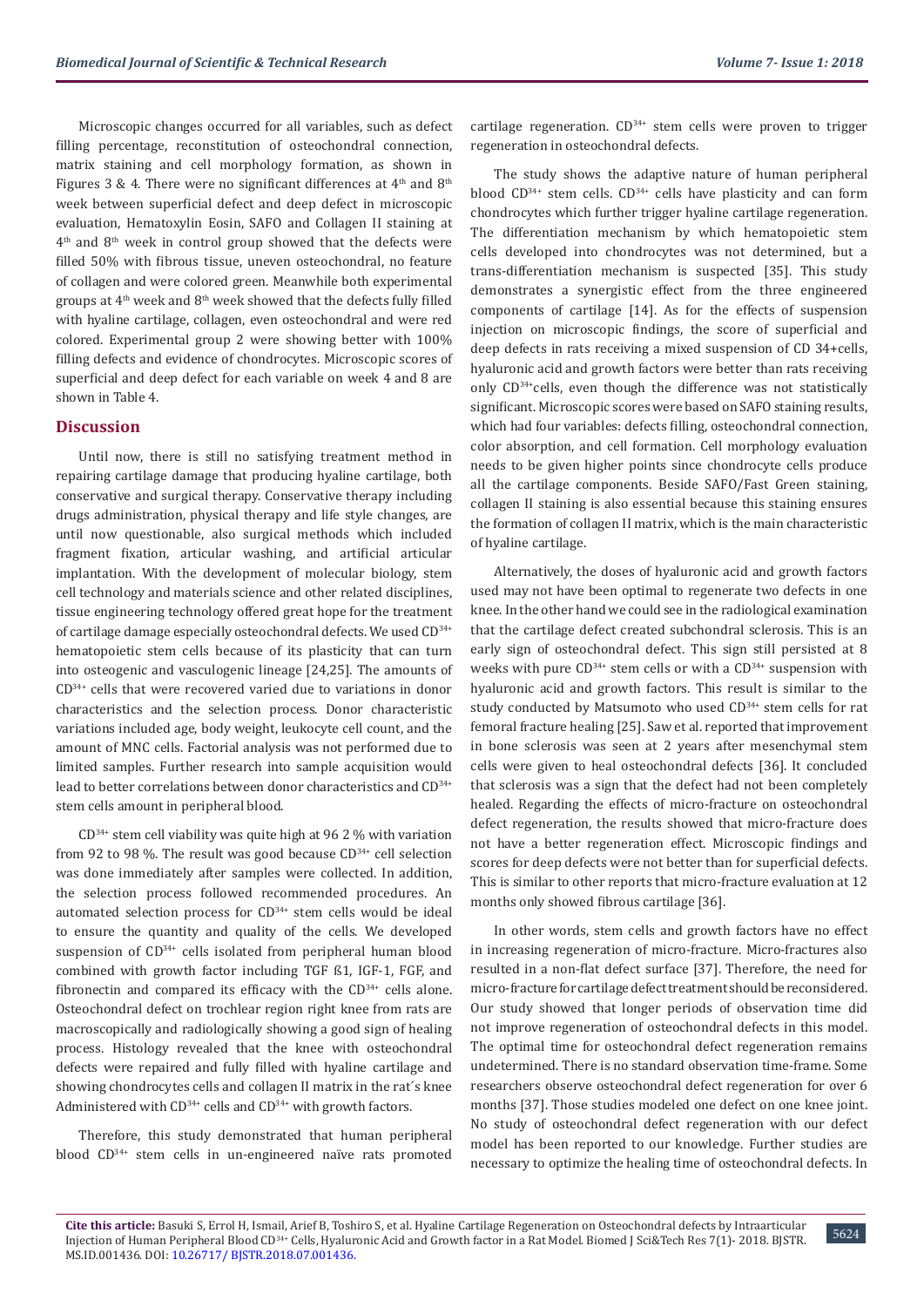Microscopic changes occurred for all variables, such as defect filling percentage, reconstitution of osteochondral connection, matrix staining and cell morphology formation, as shown in Figures 3 & 4. There were no significant differences at $4^{th}$ and $8^{th}$ week between superficial defect and deep defect in microscopic evaluation, Hematoxylin Eosin, SAFO and Collagen II staining at $4^{th}$ and $8^{th}$ week in control group showed that the defects were filled 50% with fibrous tissue, uneven osteochondral, no feature of collagen and were colored green. Meanwhile both experimental groups at $4^{th}$ week and $8^{th}$ week showed that the defects fully filled with hyaline cartilage, collagen, even osteochondral and were red colored. Experimental group 2 were showing better with 100% filling defects and evidence of chondrocytes. Microscopic scores of superficial and deep defect for each variable on week 4 and 8 are shown in Table 4.

## Discussion

Until now, there is still no satisfying treatment method in repairing cartilage damage that producing hyaline cartilage, both conservative and surgical therapy. Conservative therapy including drugs administration, physical therapy and life style changes, are until now questionable, also surgical methods which included fragment fixation, articular washing, and artificial articular implantation. With the development of molecular biology, stem cell technology and materials science and other related disciplines, tissue engineering technology offered great hope for the treatment of cartilage damage especially osteochondral defects. We used $CD^{34+}$ hematopoietic stem cells because of its plasticity that can turn into osteogenic and vasculogenic lineage [24,25]. The amounts of $CD^{34+}$ cells that were recovered varied due to variations in donor characteristics and the selection process. Donor characteristic variations included age, body weight, leukocyte cell count, and the amount of MNC cells. Factorial analysis was not performed due to limited samples. Further research into sample acquisition would lead to better correlations between donor characteristics and $CD^{34+}$ stem cells amount in peripheral blood.

$CD^{34+}$ stem cell viability was quite high at 96 2 % with variation from 92 to 98 %. The result was good because $CD^{34+}$ cell selection was done immediately after samples were collected. In addition, the selection process followed recommended procedures. An automated selection process for $CD^{34+}$ stem cells would be ideal to ensure the quantity and quality of the cells. We developed suspension of $CD^{34+}$ cells isolated from peripheral human blood combined with growth factor including TGF ß1, IGF-1, FGF, and fibronectin and compared its efficacy with the $CD^{34+}$ cells alone. Osteochondral defect on trochlear region right knee from rats are macroscopically and radiologically showing a good sign of healing process. Histology revealed that the knee with osteochondral defects were repaired and fully filled with hyaline cartilage and showing chondrocytes cells and collagen II matrix in the rat´s knee Administered with $CD^{34+}$ cells and $CD^{34+}$ with growth factors.

Therefore, this study demonstrated that human peripheral blood $CD^{34+}$ stem cells in un-engineered naïve rats promoted cartilage regeneration. $CD^{34+}$ stem cells were proven to trigger regeneration in osteochondral defects.

The study shows the adaptive nature of human peripheral blood $CD^{34+}$ stem cells. $CD^{34+}$ cells have plasticity and can form chondrocytes which further trigger hyaline cartilage regeneration. The differentiation mechanism by which hematopoietic stem cells developed into chondrocytes was not determined, but a trans-differentiation mechanism is suspected [35]. This study demonstrates a synergistic effect from the three engineered components of cartilage [14]. As for the effects of suspension injection on microscopic findings, the score of superficial and deep defects in rats receiving a mixed suspension of CD 34+cells, hyaluronic acid and growth factors were better than rats receiving only $CD^{34+}$cells, even though the difference was not statistically significant. Microscopic scores were based on SAFO staining results, which had four variables: defects filling, osteochondral connection, color absorption, and cell formation. Cell morphology evaluation needs to be given higher points since chondrocyte cells produce all the cartilage components. Beside SAFO/Fast Green staining, collagen II staining is also essential because this staining ensures the formation of collagen II matrix, which is the main characteristic of hyaline cartilage.

Alternatively, the doses of hyaluronic acid and growth factors used may not have been optimal to regenerate two defects in one knee. In the other hand we could see in the radiological examination that the cartilage defect created subchondral sclerosis. This is an early sign of osteochondral defect. This sign still persisted at 8 weeks with pure $CD^{34+}$ stem cells or with a $CD^{34+}$ suspension with hyaluronic acid and growth factors. This result is similar to the study conducted by Matsumoto who used $CD^{34+}$ stem cells for rat femoral fracture healing [25]. Saw et al. reported that improvement in bone sclerosis was seen at 2 years after mesenchymal stem cells were given to heal osteochondral defects [36]. It concluded that sclerosis was a sign that the defect had not been completely healed. Regarding the effects of micro-fracture on osteochondral defect regeneration, the results showed that micro-fracture does not have a better regeneration effect. Microscopic findings and scores for deep defects were not better than for superficial defects. This is similar to other reports that micro-fracture evaluation at 12 months only showed fibrous cartilage [36].

In other words, stem cells and growth factors have no effect in increasing regeneration of micro-fracture. Micro-fractures also resulted in a non-flat defect surface [37]. Therefore, the need for micro-fracture for cartilage defect treatment should be reconsidered. Our study showed that longer periods of observation time did not improve regeneration of osteochondral defects in this model. The optimal time for osteochondral defect regeneration remains undetermined. There is no standard observation time-frame. Some researchers observe osteochondral defect regeneration for over 6 months [37]. Those studies modeled one defect on one knee joint. No study of osteochondral defect regeneration with our defect model has been reported to our knowledge. Further studies are necessary to optimize the healing time of osteochondral defects. In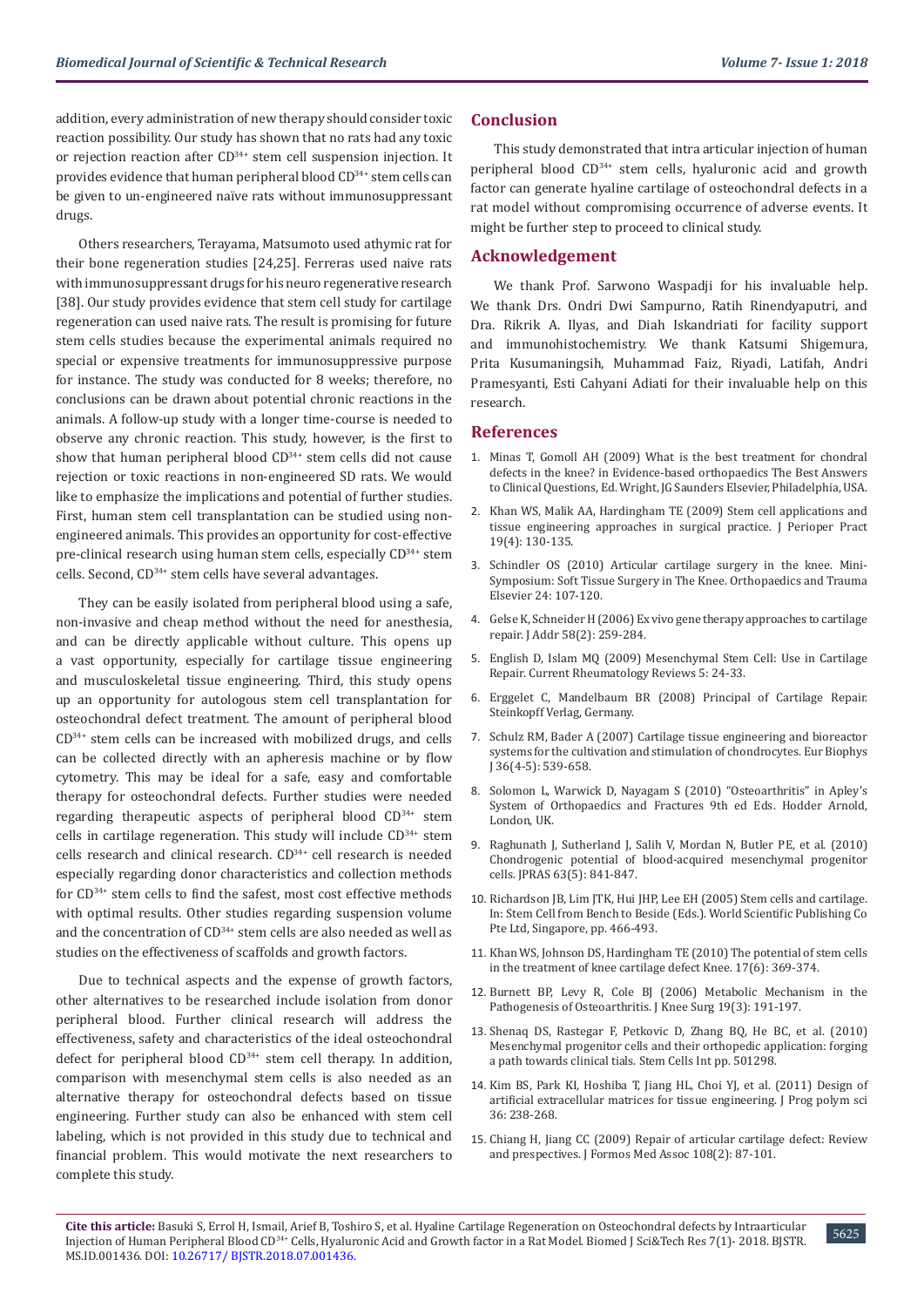addition, every administration of new therapy should consider toxic reaction possibility. Our study has shown that no rats had any toxic or rejection reaction after $CD^{34+}$ stem cell suspension injection. It provides evidence that human peripheral blood $CD^{34+}$ stem cells can be given to un-engineered naïve rats without immunosuppressant drugs.

Others researchers, Terayama, Matsumoto used athymic rat for their bone regeneration studies [24,25]. Ferreras used naive rats with immunosuppressant drugs for his neuro regenerative research [38]. Our study provides evidence that stem cell study for cartilage regeneration can used naive rats. The result is promising for future stem cells studies because the experimental animals required no special or expensive treatments for immunosuppressive purpose for instance. The study was conducted for 8 weeks; therefore, no conclusions can be drawn about potential chronic reactions in the animals. A follow-up study with a longer time-course is needed to observe any chronic reaction. This study, however, is the first to show that human peripheral blood $CD^{34+}$ stem cells did not cause rejection or toxic reactions in non-engineered SD rats. We would like to emphasize the implications and potential of further studies. First, human stem cell transplantation can be studied using non-engineered animals. This provides an opportunity for cost-effective pre-clinical research using human stem cells, especially $CD^{34+}$ stem cells. Second, $CD^{34+}$ stem cells have several advantages.

They can be easily isolated from peripheral blood using a safe, non-invasive and cheap method without the need for anesthesia, and can be directly applicable without culture. This opens up a vast opportunity, especially for cartilage tissue engineering and musculoskeletal tissue engineering. Third, this study opens up an opportunity for autologous stem cell transplantation for osteochondral defect treatment. The amount of peripheral blood $CD^{34+}$ stem cells can be increased with mobilized drugs, and cells can be collected directly with an apheresis machine or by flow cytometry. This may be ideal for a safe, easy and comfortable therapy for osteochondral defects. Further studies were needed regarding therapeutic aspects of peripheral blood $CD^{34+}$ stem cells in cartilage regeneration. This study will include $CD^{34+}$ stem cells research and clinical research. $CD^{34+}$ cell research is needed especially regarding donor characteristics and collection methods for $CD^{34+}$ stem cells to find the safest, most cost effective methods with optimal results. Other studies regarding suspension volume and the concentration of $CD^{34+}$ stem cells are also needed as well as studies on the effectiveness of scaffolds and growth factors.

Due to technical aspects and the expense of growth factors, other alternatives to be researched include isolation from donor peripheral blood. Further clinical research will address the effectiveness, safety and characteristics of the ideal osteochondral defect for peripheral blood $CD^{34+}$ stem cell therapy. In addition, comparison with mesenchymal stem cells is also needed as an alternative therapy for osteochondral defects based on tissue engineering. Further study can also be enhanced with stem cell labeling, which is not provided in this study due to technical and financial problem. This would motivate the next researchers to complete this study.

## Conclusion

This study demonstrated that intra articular injection of human peripheral blood $CD^{34+}$ stem cells, hyaluronic acid and growth factor can generate hyaline cartilage of osteochondral defects in a rat model without compromising occurrence of adverse events. It might be further step to proceed to clinical study.

## Acknowledgement

We thank Prof. Sarwono Waspadji for his invaluable help. We thank Drs. Ondri Dwi Sampurno, Ratih Rinendyaputri, and Dra. Rikrik A. Ilyas, and Diah Iskandriati for facility support and immunohistochemistry. We thank Katsumi Shigemura, Prita Kusumaningsih, Muhammad Faiz, Riyadi, Latifah, Andri Pramesyanti, Esti Cahyani Adiati for their invaluable help on this research.

## References

1. Minas T, Gomoll AH (2009) What is the best treatment for chondral defects in the knee? in Evidence-based orthopaedics The Best Answers to Clinical Questions, Ed. Wright, JG Saunders Elsevier, Philadelphia, USA.
2. Khan WS, Malik AA, Hardingham TE (2009) Stem cell applications and tissue engineering approaches in surgical practice. J Perioper Pract 19(4): 130-135.
3. Schindler OS (2010) Articular cartilage surgery in the knee. Mini-Symposium: Soft Tissue Surgery in The Knee. Orthopaedics and Trauma Elsevier 24: 107-120.
4. Gelse K, Schneider H (2006) Ex vivo gene therapy approaches to cartilage repair. J Addr 58(2): 259-284.
5. English D, Islam MQ (2009) Mesenchymal Stem Cell: Use in Cartilage Repair. Current Rheumatology Reviews 5: 24-33.
6. Erggelet C, Mandelbaum BR (2008) Principal of Cartilage Repair. Steinkopff Verlag, Germany.
7. Schulz RM, Bader A (2007) Cartilage tissue engineering and bioreactor systems for the cultivation and stimulation of chondrocytes. Eur Biophys J 36(4-5): 539-658.
8. Solomon L, Warwick D, Nayagam S (2010) "Osteoarthritis" in Apley's System of Orthopaedics and Fractures 9th ed Eds. Hodder Arnold, London, UK.
9. Raghunath J, Sutherland J, Salih V, Mordan N, Butler PE, et al. (2010) Chondrogenic potential of blood-acquired mesenchymal progenitor cells. JPRAS 63(5): 841-847.
10. Richardson JB, Lim JTK, Hui JHP, Lee EH (2005) Stem cells and cartilage. In: Stem Cell from Bench to Beside (Eds.). World Scientific Publishing Co Pte Ltd, Singapore, pp. 466-493.
11. Khan WS, Johnson DS, Hardingham TE (2010) The potential of stem cells in the treatment of knee cartilage defect Knee. 17(6): 369-374.
12. Burnett BP, Levy R, Cole BJ (2006) Metabolic Mechanism in the Pathogenesis of Osteoarthritis. J Knee Surg 19(3): 191-197.
13. Shenaq DS, Rastegar F, Petkovic D, Zhang BQ, He BC, et al. (2010) Mesenchymal progenitor cells and their orthopedic application: forging a path towards clinical tials. Stem Cells Int pp. 501298.
14. Kim BS, Park KI, Hoshiba T, Jiang HL, Choi YJ, et al. (2011) Design of artificial extracellular matrices for tissue engineering. J Prog polym sci 36: 238-268.
15. Chiang H, Jiang CC (2009) Repair of articular cartilage defect: Review and prespectives. J Formos Med Assoc 108(2): 87-101.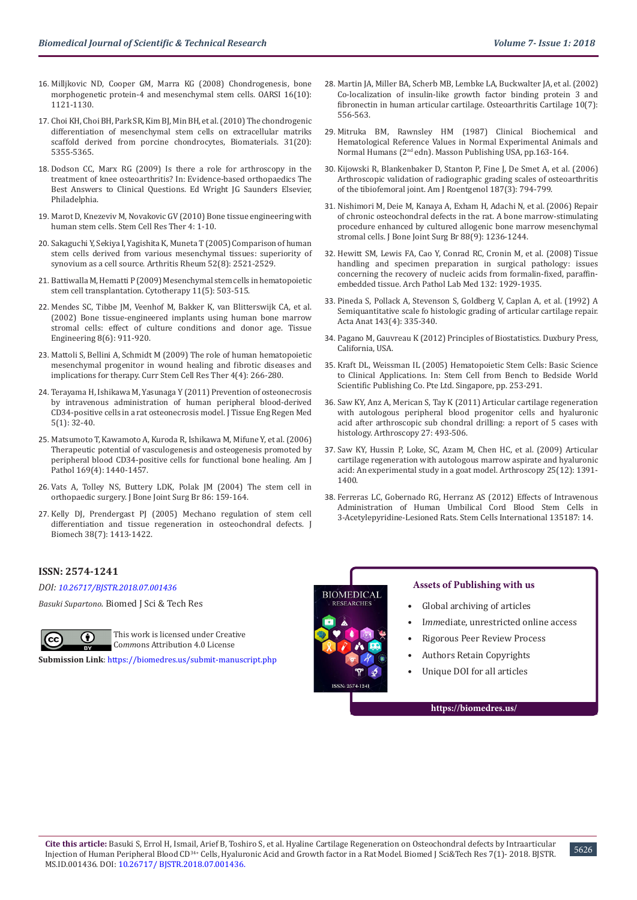16. Milljkovic ND, Cooper GM, Marra KG (2008) Chondrogenesis, bone morphogenetic protein-4 and mesenchymal stem cells. OARSI 16(10): 1121-1130.
17. Choi KH, Choi BH, Park SR, Kim BJ, Min BH, et al. (2010) The chondrogenic differentiation of mesenchymal stem cells on extracellular matriks scaffold derived from porcine chondrocytes, Biomaterials. 31(20): 5355-5365.
18. Dodson CC, Marx RG (2009) Is there a role for arthroscopy in the treatment of knee osteoarthritis? In: Evidence-based orthopaedics The Best Answers to Clinical Questions. Ed Wright JG Saunders Elsevier, Philadelphia.
19. Marot D, Knezeviv M, Novakovic GV (2010) Bone tissue engineering with human stem cells. Stem Cell Res Ther 4: 1-10.
20. Sakaguchi Y, Sekiya I, Yagishita K, Muneta T (2005) Comparison of human stem cells derived from various mesenchymal tissues: superiority of synovium as a cell source. Arthritis Rheum 52(8): 2521-2529.
21. Battiwalla M, Hematti P (2009) Mesenchymal stem cells in hematopoietic stem cell transplantation. Cytotherapy 11(5): 503-515.
22. Mendes SC, Tibbe JM, Veenhof M, Bakker K, van Blitterswijk CA, et al. (2002) Bone tissue-engineered implants using human bone marrow stromal cells: effect of culture conditions and donor age. Tissue Engineering 8(6): 911-920.
23. Mattoli S, Bellini A, Schmidt M (2009) The role of human hematopoietic mesenchymal progenitor in wound healing and fibrotic diseases and implications for therapy. Curr Stem Cell Res Ther 4(4): 266-280.
24. Terayama H, Ishikawa M, Yasunaga Y (2011) Prevention of osteonecrosis by intravenous administration of human peripheral blood-derived CD34-positive cells in a rat osteonecrosis model. J Tissue Eng Regen Med 5(1): 32-40.
25. Matsumoto T, Kawamoto A, Kuroda R, Ishikawa M, Mifune Y, et al. (2006) Therapeutic potential of vasculogenesis and osteogenesis promoted by peripheral blood CD34-positive cells for functional bone healing. Am J Pathol 169(4): 1440-1457.
26. Vats A, Tolley NS, Buttery LDK, Polak JM (2004) The stem cell in orthopaedic surgery. J Bone Joint Surg Br 86: 159-164.
27. Kelly DJ, Prendergast PJ (2005) Mechano regulation of stem cell differentiation and tissue regeneration in osteochondral defects. J Biomech 38(7): 1413-1422.
28. Martin JA, Miller BA, Scherb MB, Lembke LA, Buckwalter JA, et al. (2002) Co-localization of insulin-like growth factor binding protein 3 and fibronectin in human articular cartilage. Osteoarthritis Cartilage 10(7): 556-563.
29. Mitruka BM, Rawnsley HM (1987) Clinical Biochemical and Hematological Reference Values in Normal Experimental Animals and Normal Humans (2nd edn). Masson Publishing USA, pp.163-164.
30. Kijowski R, Blankenbaker D, Stanton P, Fine J, De Smet A, et al. (2006) Arthroscopic validation of radiographic grading scales of osteoarthritis of the tibiofemoral joint. Am J Roentgenol 187(3): 794-799.
31. Nishimori M, Deie M, Kanaya A, Exham H, Adachi N, et al. (2006) Repair of chronic osteochondral defects in the rat. A bone marrow-stimulating procedure enhanced by cultured allogenic bone marrow mesenchymal stromal cells. J Bone Joint Surg Br 88(9): 1236-1244.
32. Hewitt SM, Lewis FA, Cao Y, Conrad RC, Cronin M, et al. (2008) Tissue handling and specimen preparation in surgical pathology: issues concerning the recovery of nucleic acids from formalin-fixed, paraffin-embedded tissue. Arch Pathol Lab Med 132: 1929-1935.
33. Pineda S, Pollack A, Stevenson S, Goldberg V, Caplan A, et al. (1992) A Semiquantitative scale fo histologic grading of articular cartilage repair. Acta Anat 143(4): 335-340.
34. Pagano M, Gauvreau K (2012) Principles of Biostatistics. Duxbury Press, California, USA.
35. Kraft DL, Weissman IL (2005) Hematopoietic Stem Cells: Basic Science to Clinical Applications. In: Stem Cell from Bench to Bedside World Scientific Publishing Co. Pte Ltd. Singapore, pp. 253-291.
36. Saw KY, Anz A, Merican S, Tay K (2011) Articular cartilage regeneration with autologous peripheral blood progenitor cells and hyaluronic acid after arthroscopic sub chondral drilling: a report of 5 cases with histology. Arthroscopy 27: 493-506.
37. Saw KY, Hussin P, Loke, SC, Azam M, Chen HC, et al. (2009) Articular cartilage regeneration with autologous marrow aspirate and hyaluronic acid: An experimental study in a goat model. Arthroscopy 25(12): 1391-1400.
38. Ferreras LC, Gobernado RG, Herranz AS (2012) Effects of Intravenous Administration of Human Umbilical Cord Blood Stem Cells in 3-Acetylepyridine-Lesioned Rats. Stem Cells International 135187: 14.

**ISSN: 2574-1241**

*DOI:* *10.26717/BJSTR.2018.07.001436*

*Basuki Supartono.* Biomed J Sci & Tech Res

This work is licensed under Creative Commons Attribution 4.0 License

**Submission Link**: https://biomedres.us/submit-manuscript.php

**Assets of Publishing with us**

- Global archiving of articles
- Immediate, unrestricted online access
- Rigorous Peer Review Process
- Authors Retain Copyrights
- Unique DOI for all articles

**https://biomedres.us/**

**Cite this article:** Basuki S, Errol H, Ismail, Arief B, Toshiro S, et al. Hyaline Cartilage Regeneration on Osteochondral defects by Intraarticular Injection of Human Peripheral Blood $CD^{34+}$ Cells, Hyaluronic Acid and Growth factor in a Rat Model. Biomed J Sci&Tech Res 7(1)- 2018. BJSTR. MS.ID.001436. DOI: 10.26717/ BJSTR.2018.07.001436.